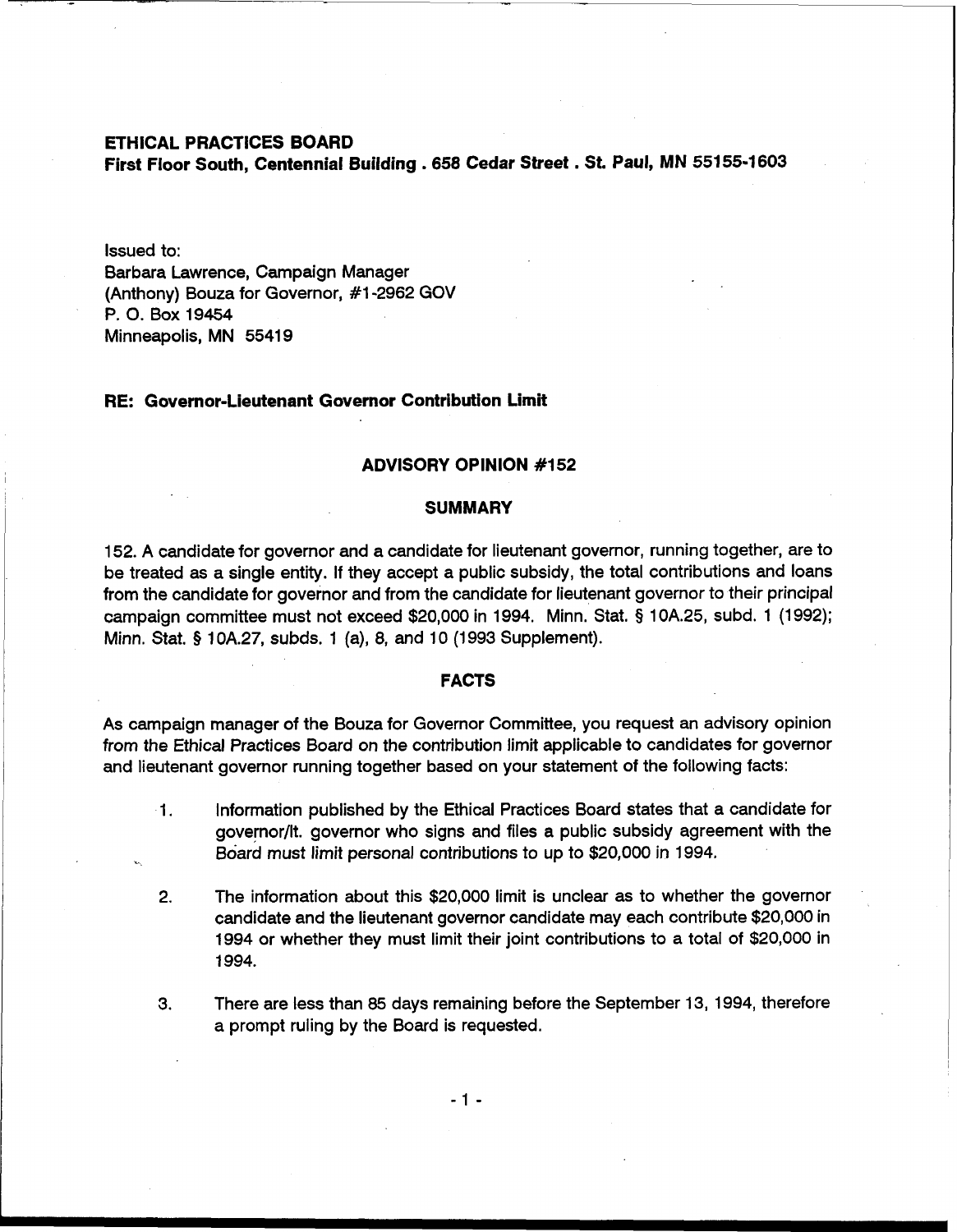**ETHICAL PRACTICES BOARD**
**First Floor South, Centennial Building . 658 Cedar Street . St. Paul, MN 55155-1603**

Issued to:
Barbara Lawrence, Campaign Manager
(Anthony) Bouza for Governor, #1-2962 GOV
P. O. Box 19454
Minneapolis, MN 55419

**RE: Governor-Lieutenant Governor Contribution Limit**

## ADVISORY OPINION #152

### SUMMARY

152. A candidate for governor and a candidate for lieutenant governor, running together, are to be treated as a single entity. If they accept a public subsidy, the total contributions and loans from the candidate for governor and from the candidate for lieutenant governor to their principal campaign committee must not exceed $20,000 in 1994. Minn. Stat. § 10A.25, subd. 1 (1992); Minn. Stat. § 10A.27, subds. 1 (a), 8, and 10 (1993 Supplement).

### FACTS

As campaign manager of the Bouza for Governor Committee, you request an advisory opinion from the Ethical Practices Board on the contribution limit applicable to candidates for governor and lieutenant governor running together based on your statement of the following facts:

1. Information published by the Ethical Practices Board states that a candidate for governor/lt. governor who signs and files a public subsidy agreement with the Board must limit personal contributions to up to $20,000 in 1994.

2. The information about this $20,000 limit is unclear as to whether the governor candidate and the lieutenant governor candidate may each contribute $20,000 in 1994 or whether they must limit their joint contributions to a total of $20,000 in 1994.

3. There are less than 85 days remaining before the September 13, 1994, therefore a prompt ruling by the Board is requested.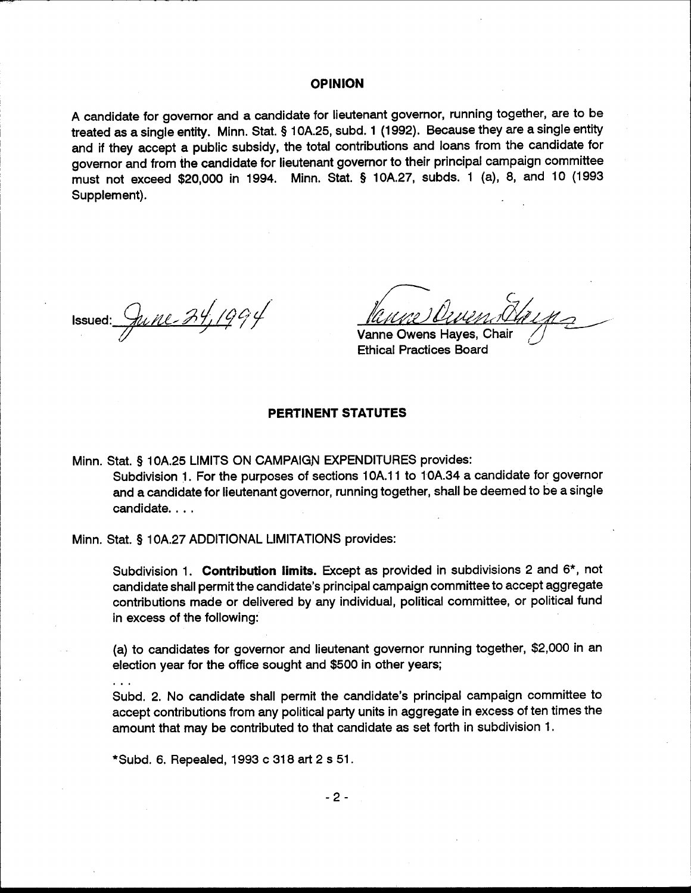## OPINION

A candidate for governor and a candidate for lieutenant governor, running together, are to be treated as a single entity. Minn. Stat. § 10A.25, subd. 1 (1992). Because they are a single entity and if they accept a public subsidy, the total contributions and loans from the candidate for governor and from the candidate for lieutenant governor to their principal campaign committee must not exceed $20,000 in 1994. Minn. Stat. § 10A.27, subds. 1 (a), 8, and 10 (1993 Supplement).

Issued: June 24, 1994

Vanne Owens Hayes, Chair
Ethical Practices Board

## PERTINENT STATUTES

Minn. Stat. § 10A.25 LIMITS ON CAMPAIGN EXPENDITURES provides:

Subdivision 1. For the purposes of sections 10A.11 to 10A.34 a candidate for governor and a candidate for lieutenant governor, running together, shall be deemed to be a single candidate. . . .

Minn. Stat. § 10A.27 ADDITIONAL LIMITATIONS provides:

Subdivision 1. **Contribution limits.** Except as provided in subdivisions 2 and 6*, not candidate shall permit the candidate's principal campaign committee to accept aggregate contributions made or delivered by any individual, political committee, or political fund in excess of the following:

(a) to candidates for governor and lieutenant governor running together, $2,000 in an election year for the office sought and $500 in other years;

. . .

Subd. 2. No candidate shall permit the candidate's principal campaign committee to accept contributions from any political party units in aggregate in excess of ten times the amount that may be contributed to that candidate as set forth in subdivision 1.

*Subd. 6. Repealed, 1993 c 318 art 2 s 51.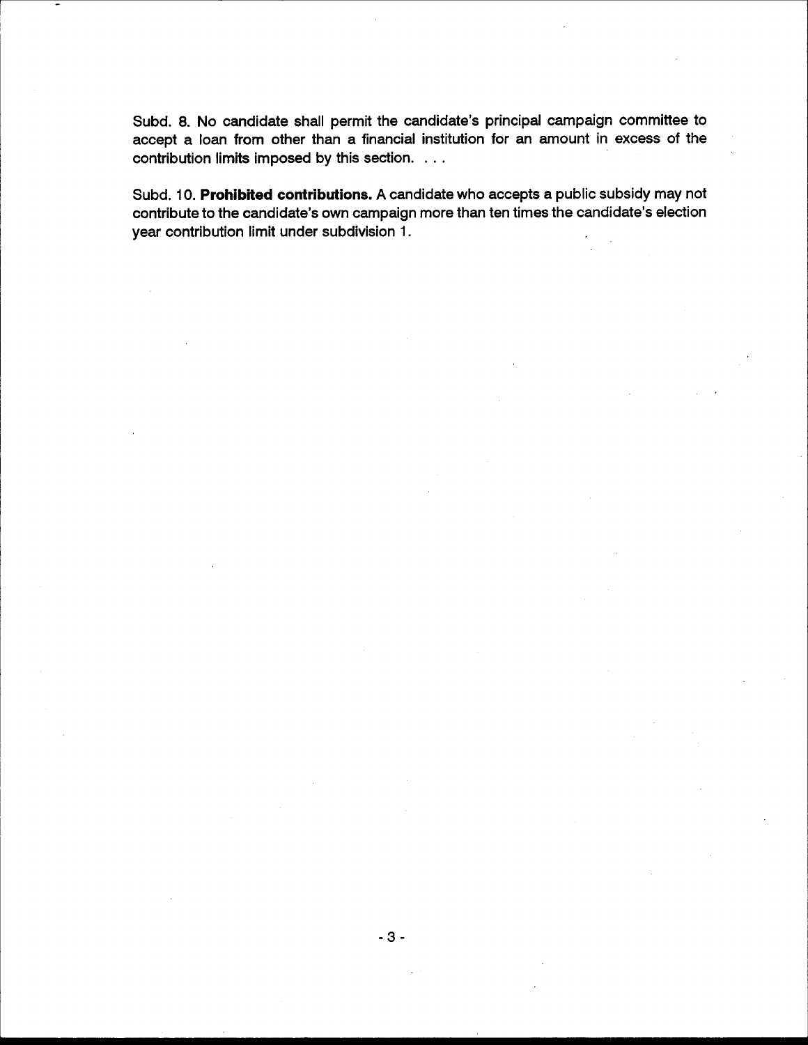Subd. 8. No candidate shall permit the candidate's principal campaign committee to accept a loan from other than a financial institution for an amount in excess of the contribution limits imposed by this section. . . .

Subd. 10. **Prohibited contributions.** A candidate who accepts a public subsidy may not contribute to the candidate's own campaign more than ten times the candidate's election year contribution limit under subdivision 1.